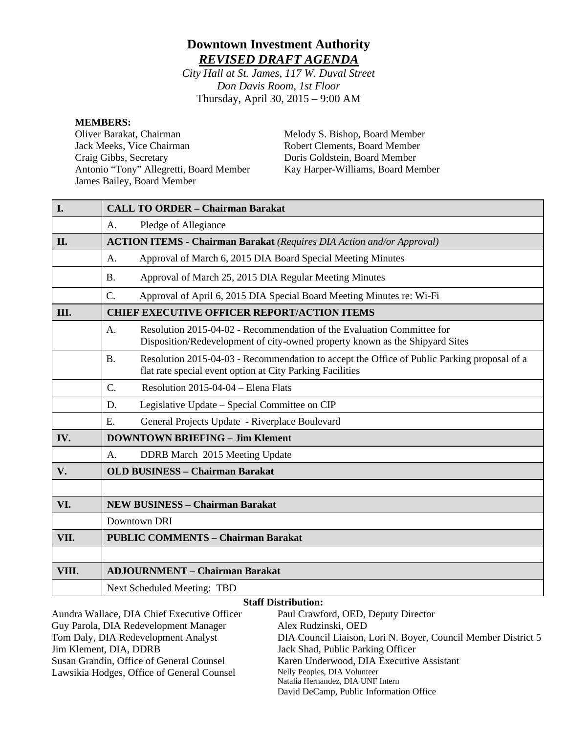# Downtown Investment Authority

## ***REVISED DRAFT AGENDA***

*City Hall at St. James, 117 W. Duval Street*
*Don Davis Room, 1st Floor*
Thursday, April 30, 2015 – 9:00 AM

**MEMBERS:**

Oliver Barakat, Chairman
Jack Meeks, Vice Chairman
Craig Gibbs, Secretary
Antonio "Tony" Allegretti, Board Member
James Bailey, Board Member
Melody S. Bishop, Board Member
Robert Clements, Board Member
Doris Goldstein, Board Member
Kay Harper-Williams, Board Member

| | |
|---|---|
| **I.** | **CALL TO ORDER – Chairman Barakat** |
| | A. Pledge of Allegiance |
| **II.** | **ACTION ITEMS - Chairman Barakat** *(Requires DIA Action and/or Approval)* |
| | A. Approval of March 6, 2015 DIA Board Special Meeting Minutes |
| | B. Approval of March 25, 2015 DIA Regular Meeting Minutes |
| | C. Approval of April 6, 2015 DIA Special Board Meeting Minutes re: Wi-Fi |
| **III.** | **CHIEF EXECUTIVE OFFICER REPORT/ACTION ITEMS** |
| | A. Resolution 2015-04-02 - Recommendation of the Evaluation Committee for Disposition/Redevelopment of city-owned property known as the Shipyard Sites |
| | B. Resolution 2015-04-03 - Recommendation to accept the Office of Public Parking proposal of a flat rate special event option at City Parking Facilities |
| | C. Resolution 2015-04-04 – Elena Flats |
| | D. Legislative Update – Special Committee on CIP |
| | E. General Projects Update - Riverplace Boulevard |
| **IV.** | **DOWNTOWN BRIEFING – Jim Klement** |
| | A. DDRB March 2015 Meeting Update |
| **V.** | **OLD BUSINESS – Chairman Barakat** |
| | |
| **VI.** | **NEW BUSINESS – Chairman Barakat** |
| | Downtown DRI |
| **VII.** | **PUBLIC COMMENTS – Chairman Barakat** |
| | |
| **VIII.** | **ADJOURNMENT – Chairman Barakat** |
| | Next Scheduled Meeting: TBD |

**Staff Distribution:**

Aundra Wallace, DIA Chief Executive Officer
Guy Parola, DIA Redevelopment Manager
Tom Daly, DIA Redevelopment Analyst
Jim Klement, DIA, DDRB
Susan Grandin, Office of General Counsel
Lawsikia Hodges, Office of General Counsel
Paul Crawford, OED, Deputy Director
Alex Rudzinski, OED
DIA Council Liaison, Lori N. Boyer, Council Member District 5
Jack Shad, Public Parking Officer
Karen Underwood, DIA Executive Assistant
Nelly Peoples, DIA Volunteer
Natalia Hernandez, DIA UNF Intern
David DeCamp, Public Information Office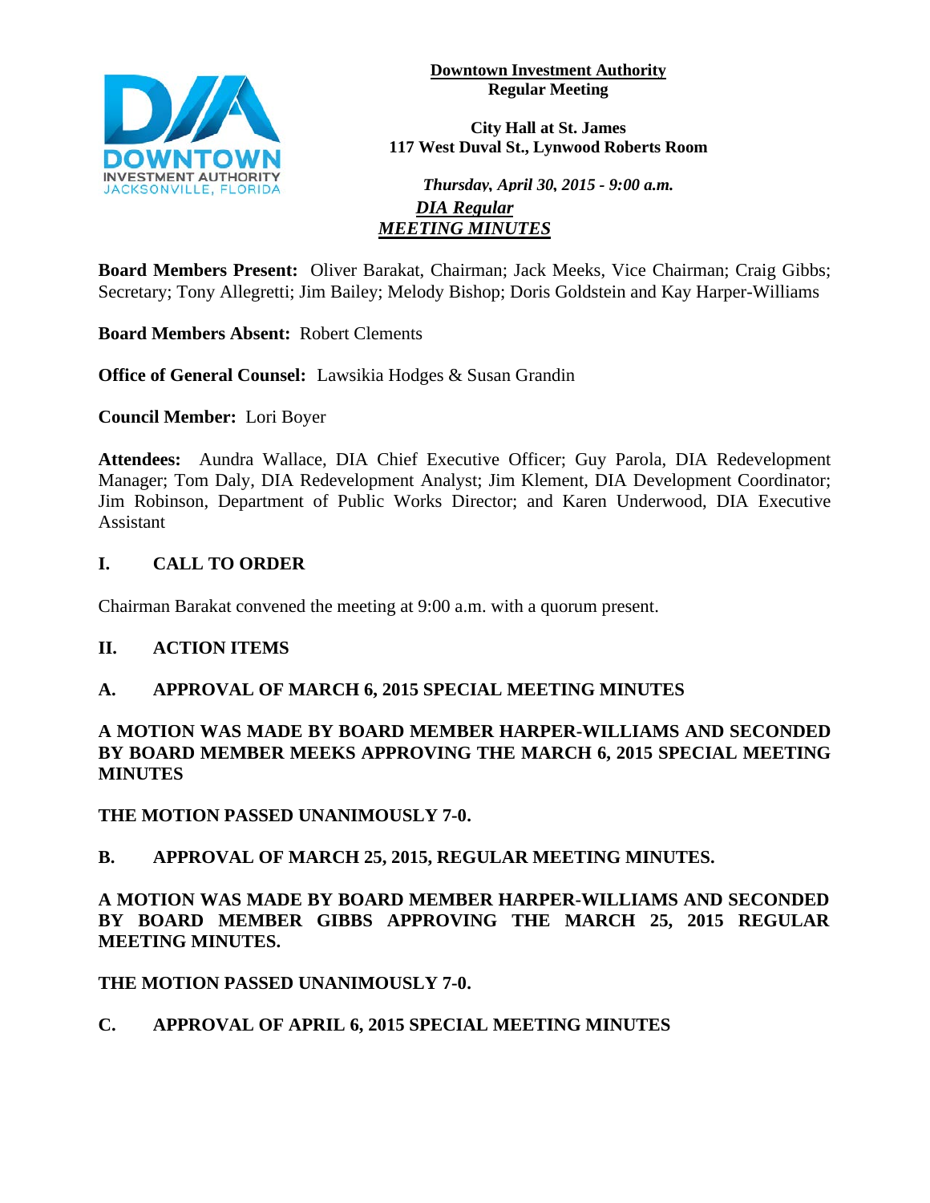**Downtown Investment Authority**
**Regular Meeting**

**City Hall at St. James**
**117 West Duval St., Lynwood Roberts Room**

***Thursday, April 30, 2015 - 9:00 a.m.***

***DIA Regular***
***MEETING MINUTES***

**Board Members Present:** Oliver Barakat, Chairman; Jack Meeks, Vice Chairman; Craig Gibbs; Secretary; Tony Allegretti; Jim Bailey; Melody Bishop; Doris Goldstein and Kay Harper-Williams

**Board Members Absent:** Robert Clements

**Office of General Counsel:** Lawsikia Hodges & Susan Grandin

**Council Member:** Lori Boyer

**Attendees:** Aundra Wallace, DIA Chief Executive Officer; Guy Parola, DIA Redevelopment Manager; Tom Daly, DIA Redevelopment Analyst; Jim Klement, DIA Development Coordinator; Jim Robinson, Department of Public Works Director; and Karen Underwood, DIA Executive Assistant

## I. CALL TO ORDER

Chairman Barakat convened the meeting at 9:00 a.m. with a quorum present.

## II. ACTION ITEMS

### A. APPROVAL OF MARCH 6, 2015 SPECIAL MEETING MINUTES

**A MOTION WAS MADE BY BOARD MEMBER HARPER-WILLIAMS AND SECONDED BY BOARD MEMBER MEEKS APPROVING THE MARCH 6, 2015 SPECIAL MEETING MINUTES**

**THE MOTION PASSED UNANIMOUSLY 7-0.**

### B. APPROVAL OF MARCH 25, 2015, REGULAR MEETING MINUTES.

**A MOTION WAS MADE BY BOARD MEMBER HARPER-WILLIAMS AND SECONDED BY BOARD MEMBER GIBBS APPROVING THE MARCH 25, 2015 REGULAR MEETING MINUTES.**

**THE MOTION PASSED UNANIMOUSLY 7-0.**

### C. APPROVAL OF APRIL 6, 2015 SPECIAL MEETING MINUTES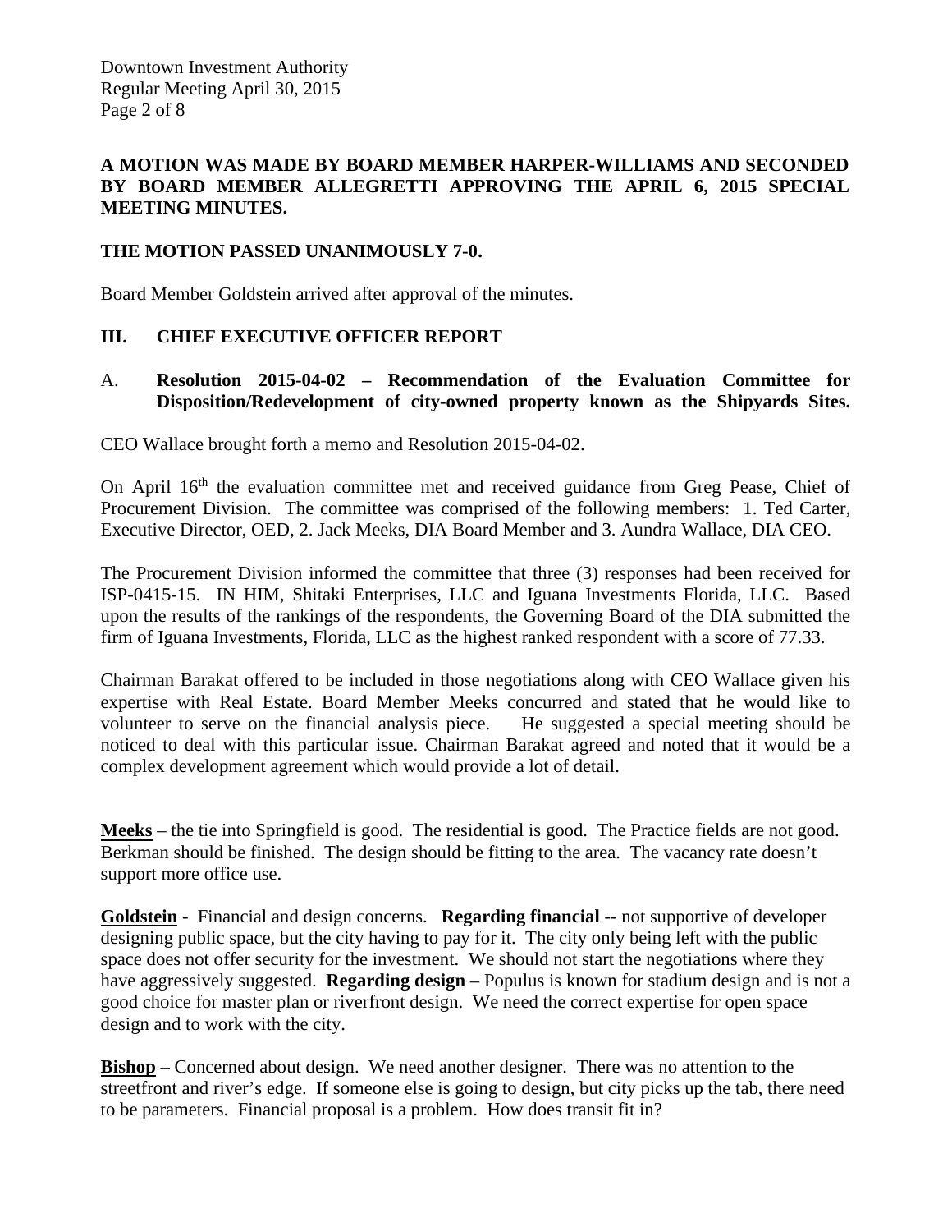**A MOTION WAS MADE BY BOARD MEMBER HARPER-WILLIAMS AND SECONDED BY BOARD MEMBER ALLEGRETTI APPROVING THE APRIL 6, 2015 SPECIAL MEETING MINUTES.**

**THE MOTION PASSED UNANIMOUSLY 7-0.**

Board Member Goldstein arrived after approval of the minutes.

## III. CHIEF EXECUTIVE OFFICER REPORT

### A. Resolution 2015-04-02 – Recommendation of the Evaluation Committee for Disposition/Redevelopment of city-owned property known as the Shipyards Sites.

CEO Wallace brought forth a memo and Resolution 2015-04-02.

On April 16th the evaluation committee met and received guidance from Greg Pease, Chief of Procurement Division. The committee was comprised of the following members: 1. Ted Carter, Executive Director, OED, 2. Jack Meeks, DIA Board Member and 3. Aundra Wallace, DIA CEO.

The Procurement Division informed the committee that three (3) responses had been received for ISP-0415-15. IN HIM, Shitaki Enterprises, LLC and Iguana Investments Florida, LLC. Based upon the results of the rankings of the respondents, the Governing Board of the DIA submitted the firm of Iguana Investments, Florida, LLC as the highest ranked respondent with a score of 77.33.

Chairman Barakat offered to be included in those negotiations along with CEO Wallace given his expertise with Real Estate. Board Member Meeks concurred and stated that he would like to volunteer to serve on the financial analysis piece. He suggested a special meeting should be noticed to deal with this particular issue. Chairman Barakat agreed and noted that it would be a complex development agreement which would provide a lot of detail.

**Meeks** – the tie into Springfield is good. The residential is good. The Practice fields are not good. Berkman should be finished. The design should be fitting to the area. The vacancy rate doesn't support more office use.

**Goldstein** - Financial and design concerns. **Regarding financial** -- not supportive of developer designing public space, but the city having to pay for it. The city only being left with the public space does not offer security for the investment. We should not start the negotiations where they have aggressively suggested. **Regarding design** – Populus is known for stadium design and is not a good choice for master plan or riverfront design. We need the correct expertise for open space design and to work with the city.

**Bishop** – Concerned about design. We need another designer. There was no attention to the streetfront and river's edge. If someone else is going to design, but city picks up the tab, there need to be parameters. Financial proposal is a problem. How does transit fit in?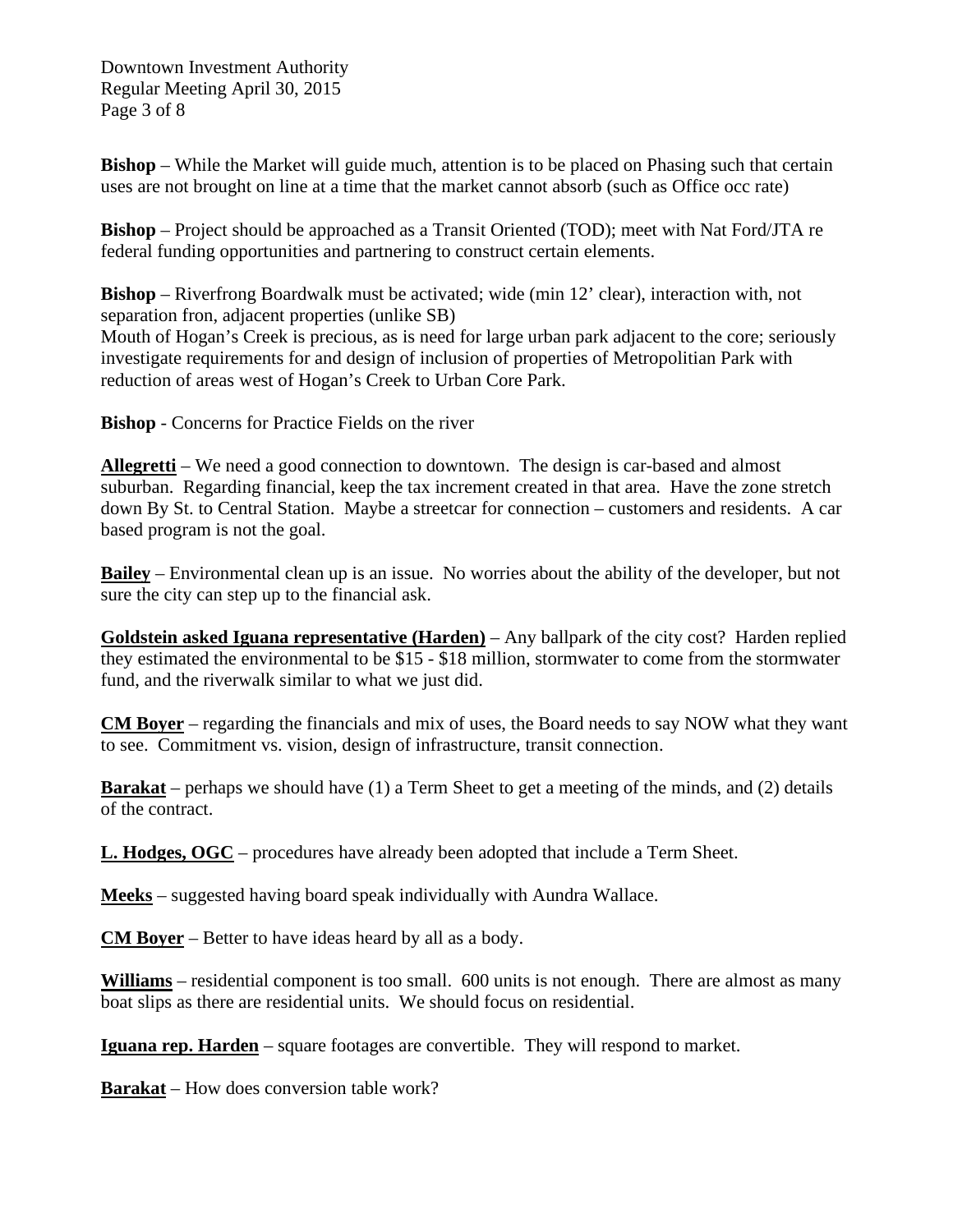**Bishop** – While the Market will guide much, attention is to be placed on Phasing such that certain uses are not brought on line at a time that the market cannot absorb (such as Office occ rate)

**Bishop** – Project should be approached as a Transit Oriented (TOD); meet with Nat Ford/JTA re federal funding opportunities and partnering to construct certain elements.

**Bishop** – Riverfrong Boardwalk must be activated; wide (min 12' clear), interaction with, not separation fron, adjacent properties (unlike SB)
Mouth of Hogan's Creek is precious, as is need for large urban park adjacent to the core; seriously investigate requirements for and design of inclusion of properties of Metropolitian Park with reduction of areas west of Hogan's Creek to Urban Core Park.

**Bishop** - Concerns for Practice Fields on the river

**Allegretti** – We need a good connection to downtown. The design is car-based and almost suburban. Regarding financial, keep the tax increment created in that area. Have the zone stretch down By St. to Central Station. Maybe a streetcar for connection – customers and residents. A car based program is not the goal.

**Bailey** – Environmental clean up is an issue. No worries about the ability of the developer, but not sure the city can step up to the financial ask.

**Goldstein asked Iguana representative (Harden)** – Any ballpark of the city cost? Harden replied they estimated the environmental to be $15 - $18 million, stormwater to come from the stormwater fund, and the riverwalk similar to what we just did.

**CM Boyer** – regarding the financials and mix of uses, the Board needs to say NOW what they want to see. Commitment vs. vision, design of infrastructure, transit connection.

**Barakat** – perhaps we should have (1) a Term Sheet to get a meeting of the minds, and (2) details of the contract.

**L. Hodges, OGC** – procedures have already been adopted that include a Term Sheet.

**Meeks** – suggested having board speak individually with Aundra Wallace.

**CM Boyer** – Better to have ideas heard by all as a body.

**Williams** – residential component is too small. 600 units is not enough. There are almost as many boat slips as there are residential units. We should focus on residential.

**Iguana rep. Harden** – square footages are convertible. They will respond to market.

**Barakat** – How does conversion table work?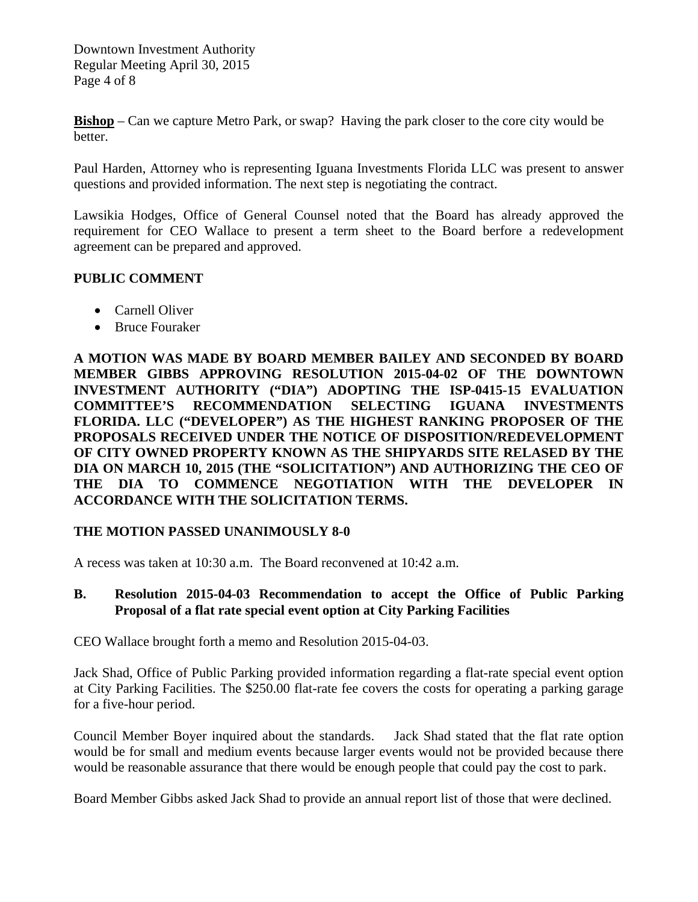**Bishop** – Can we capture Metro Park, or swap? Having the park closer to the core city would be better.

Paul Harden, Attorney who is representing Iguana Investments Florida LLC was present to answer questions and provided information. The next step is negotiating the contract.

Lawsikia Hodges, Office of General Counsel noted that the Board has already approved the requirement for CEO Wallace to present a term sheet to the Board berfore a redevelopment agreement can be prepared and approved.

**PUBLIC COMMENT**

- Carnell Oliver
- Bruce Fouraker

**A MOTION WAS MADE BY BOARD MEMBER BAILEY AND SECONDED BY BOARD MEMBER GIBBS APPROVING RESOLUTION 2015-04-02 OF THE DOWNTOWN INVESTMENT AUTHORITY ("DIA") ADOPTING THE ISP-0415-15 EVALUATION COMMITTEE'S RECOMMENDATION SELECTING IGUANA INVESTMENTS FLORIDA. LLC ("DEVELOPER") AS THE HIGHEST RANKING PROPOSER OF THE PROPOSALS RECEIVED UNDER THE NOTICE OF DISPOSITION/REDEVELOPMENT OF CITY OWNED PROPERTY KNOWN AS THE SHIPYARDS SITE RELASED BY THE DIA ON MARCH 10, 2015 (THE "SOLICITATION") AND AUTHORIZING THE CEO OF THE DIA TO COMMENCE NEGOTIATION WITH THE DEVELOPER IN ACCORDANCE WITH THE SOLICITATION TERMS.**

**THE MOTION PASSED UNANIMOUSLY 8-0**

A recess was taken at 10:30 a.m. The Board reconvened at 10:42 a.m.

**B. Resolution 2015-04-03 Recommendation to accept the Office of Public Parking Proposal of a flat rate special event option at City Parking Facilities**

CEO Wallace brought forth a memo and Resolution 2015-04-03.

Jack Shad, Office of Public Parking provided information regarding a flat-rate special event option at City Parking Facilities. The $250.00 flat-rate fee covers the costs for operating a parking garage for a five-hour period.

Council Member Boyer inquired about the standards. Jack Shad stated that the flat rate option would be for small and medium events because larger events would not be provided because there would be reasonable assurance that there would be enough people that could pay the cost to park.

Board Member Gibbs asked Jack Shad to provide an annual report list of those that were declined.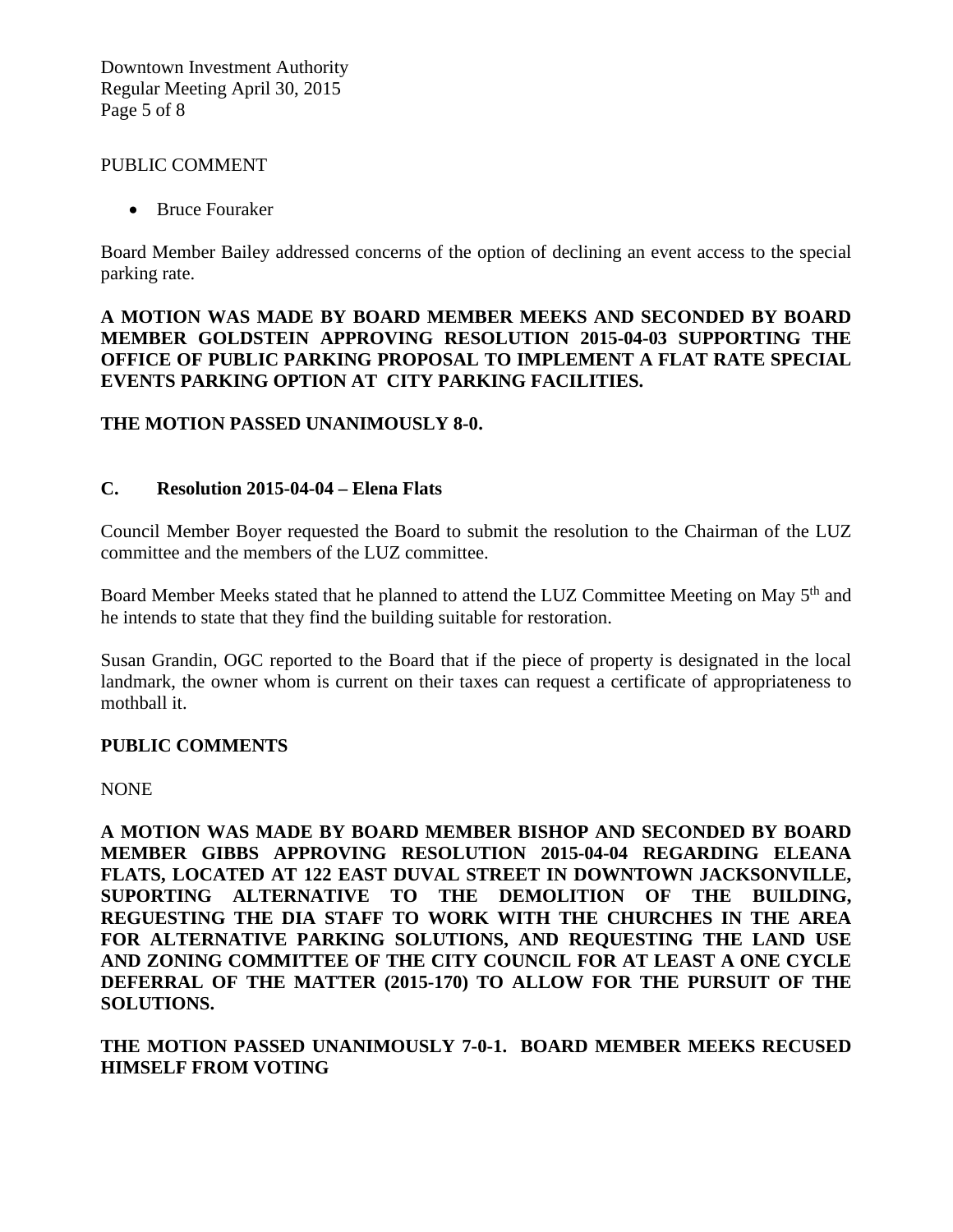PUBLIC COMMENT

- Bruce Fouraker

Board Member Bailey addressed concerns of the option of declining an event access to the special parking rate.

**A MOTION WAS MADE BY BOARD MEMBER MEEKS AND SECONDED BY BOARD MEMBER GOLDSTEIN APPROVING RESOLUTION 2015-04-03 SUPPORTING THE OFFICE OF PUBLIC PARKING PROPOSAL TO IMPLEMENT A FLAT RATE SPECIAL EVENTS PARKING OPTION AT CITY PARKING FACILITIES.**

**THE MOTION PASSED UNANIMOUSLY 8-0.**

### C. Resolution 2015-04-04 – Elena Flats

Council Member Boyer requested the Board to submit the resolution to the Chairman of the LUZ committee and the members of the LUZ committee.

Board Member Meeks stated that he planned to attend the LUZ Committee Meeting on May 5th and he intends to state that they find the building suitable for restoration.

Susan Grandin, OGC reported to the Board that if the piece of property is designated in the local landmark, the owner whom is current on their taxes can request a certificate of appropriateness to mothball it.

**PUBLIC COMMENTS**

NONE

**A MOTION WAS MADE BY BOARD MEMBER BISHOP AND SECONDED BY BOARD MEMBER GIBBS APPROVING RESOLUTION 2015-04-04 REGARDING ELEANA FLATS, LOCATED AT 122 EAST DUVAL STREET IN DOWNTOWN JACKSONVILLE, SUPORTING ALTERNATIVE TO THE DEMOLITION OF THE BUILDING, REGUESTING THE DIA STAFF TO WORK WITH THE CHURCHES IN THE AREA FOR ALTERNATIVE PARKING SOLUTIONS, AND REQUESTING THE LAND USE AND ZONING COMMITTEE OF THE CITY COUNCIL FOR AT LEAST A ONE CYCLE DEFERRAL OF THE MATTER (2015-170) TO ALLOW FOR THE PURSUIT OF THE SOLUTIONS.**

**THE MOTION PASSED UNANIMOUSLY 7-0-1. BOARD MEMBER MEEKS RECUSED HIMSELF FROM VOTING**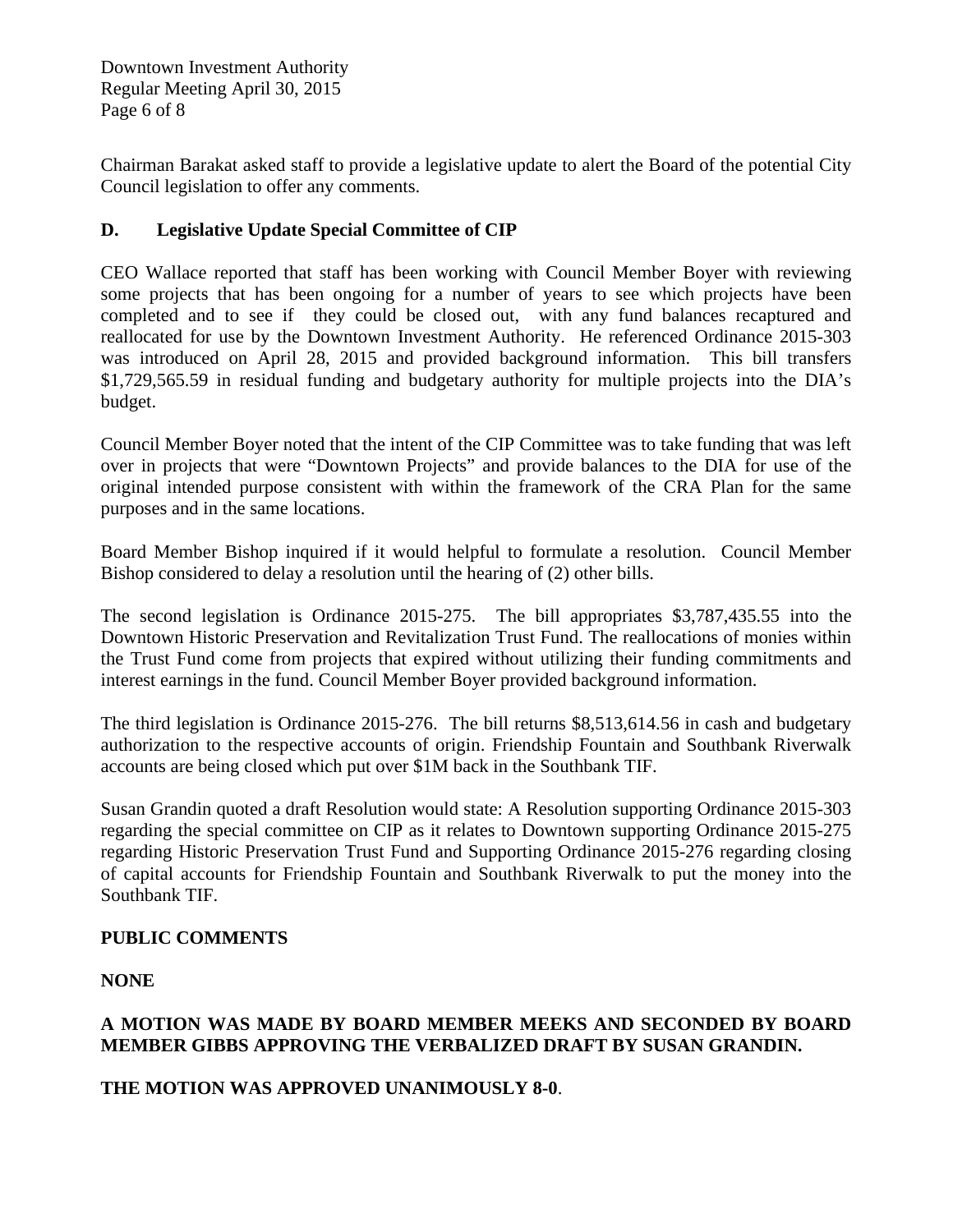Chairman Barakat asked staff to provide a legislative update to alert the Board of the potential City Council legislation to offer any comments.

### D. Legislative Update Special Committee of CIP

CEO Wallace reported that staff has been working with Council Member Boyer with reviewing some projects that has been ongoing for a number of years to see which projects have been completed and to see if they could be closed out, with any fund balances recaptured and reallocated for use by the Downtown Investment Authority. He referenced Ordinance 2015-303 was introduced on April 28, 2015 and provided background information. This bill transfers $1,729,565.59 in residual funding and budgetary authority for multiple projects into the DIA's budget.

Council Member Boyer noted that the intent of the CIP Committee was to take funding that was left over in projects that were "Downtown Projects" and provide balances to the DIA for use of the original intended purpose consistent with within the framework of the CRA Plan for the same purposes and in the same locations.

Board Member Bishop inquired if it would helpful to formulate a resolution. Council Member Bishop considered to delay a resolution until the hearing of (2) other bills.

The second legislation is Ordinance 2015-275. The bill appropriates $3,787,435.55 into the Downtown Historic Preservation and Revitalization Trust Fund. The reallocations of monies within the Trust Fund come from projects that expired without utilizing their funding commitments and interest earnings in the fund. Council Member Boyer provided background information.

The third legislation is Ordinance 2015-276. The bill returns $8,513,614.56 in cash and budgetary authorization to the respective accounts of origin. Friendship Fountain and Southbank Riverwalk accounts are being closed which put over $1M back in the Southbank TIF.

Susan Grandin quoted a draft Resolution would state: A Resolution supporting Ordinance 2015-303 regarding the special committee on CIP as it relates to Downtown supporting Ordinance 2015-275 regarding Historic Preservation Trust Fund and Supporting Ordinance 2015-276 regarding closing of capital accounts for Friendship Fountain and Southbank Riverwalk to put the money into the Southbank TIF.

**PUBLIC COMMENTS**

**NONE**

**A MOTION WAS MADE BY BOARD MEMBER MEEKS AND SECONDED BY BOARD MEMBER GIBBS APPROVING THE VERBALIZED DRAFT BY SUSAN GRANDIN.**

**THE MOTION WAS APPROVED UNANIMOUSLY 8-0**.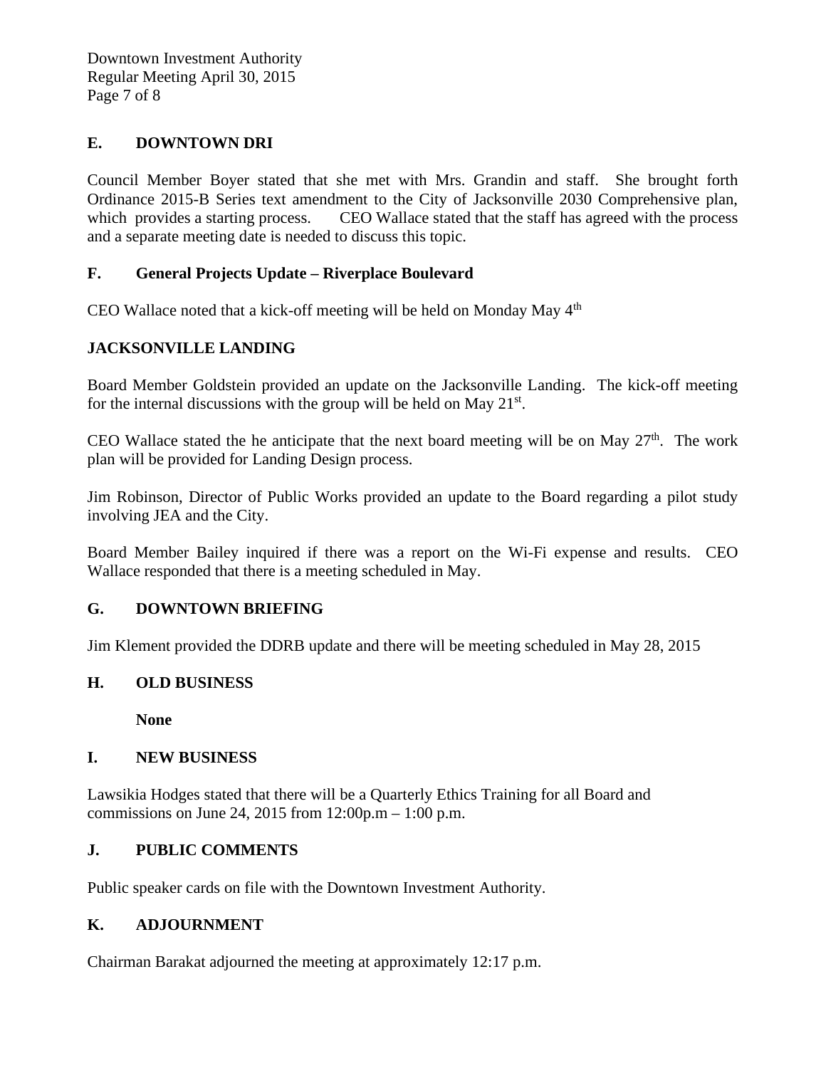## E. DOWNTOWN DRI

Council Member Boyer stated that she met with Mrs. Grandin and staff. She brought forth Ordinance 2015-B Series text amendment to the City of Jacksonville 2030 Comprehensive plan, which provides a starting process. CEO Wallace stated that the staff has agreed with the process and a separate meeting date is needed to discuss this topic.

## F. General Projects Update – Riverplace Boulevard

CEO Wallace noted that a kick-off meeting will be held on Monday May 4th

## JACKSONVILLE LANDING

Board Member Goldstein provided an update on the Jacksonville Landing. The kick-off meeting for the internal discussions with the group will be held on May 21st.

CEO Wallace stated the he anticipate that the next board meeting will be on May 27th. The work plan will be provided for Landing Design process.

Jim Robinson, Director of Public Works provided an update to the Board regarding a pilot study involving JEA and the City.

Board Member Bailey inquired if there was a report on the Wi-Fi expense and results. CEO Wallace responded that there is a meeting scheduled in May.

## G. DOWNTOWN BRIEFING

Jim Klement provided the DDRB update and there will be meeting scheduled in May 28, 2015

## H. OLD BUSINESS

**None**

## I. NEW BUSINESS

Lawsikia Hodges stated that there will be a Quarterly Ethics Training for all Board and commissions on June 24, 2015 from 12:00p.m – 1:00 p.m.

## J. PUBLIC COMMENTS

Public speaker cards on file with the Downtown Investment Authority.

## K. ADJOURNMENT

Chairman Barakat adjourned the meeting at approximately 12:17 p.m.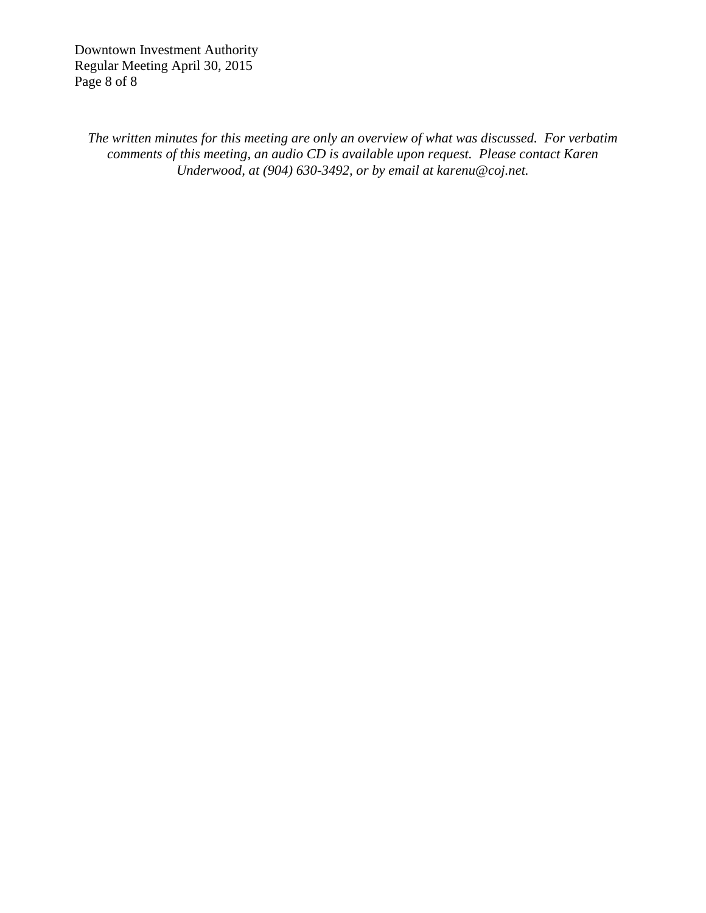*The written minutes for this meeting are only an overview of what was discussed. For verbatim comments of this meeting, an audio CD is available upon request. Please contact Karen Underwood, at (904) 630-3492, or by email at karenu@coj.net.*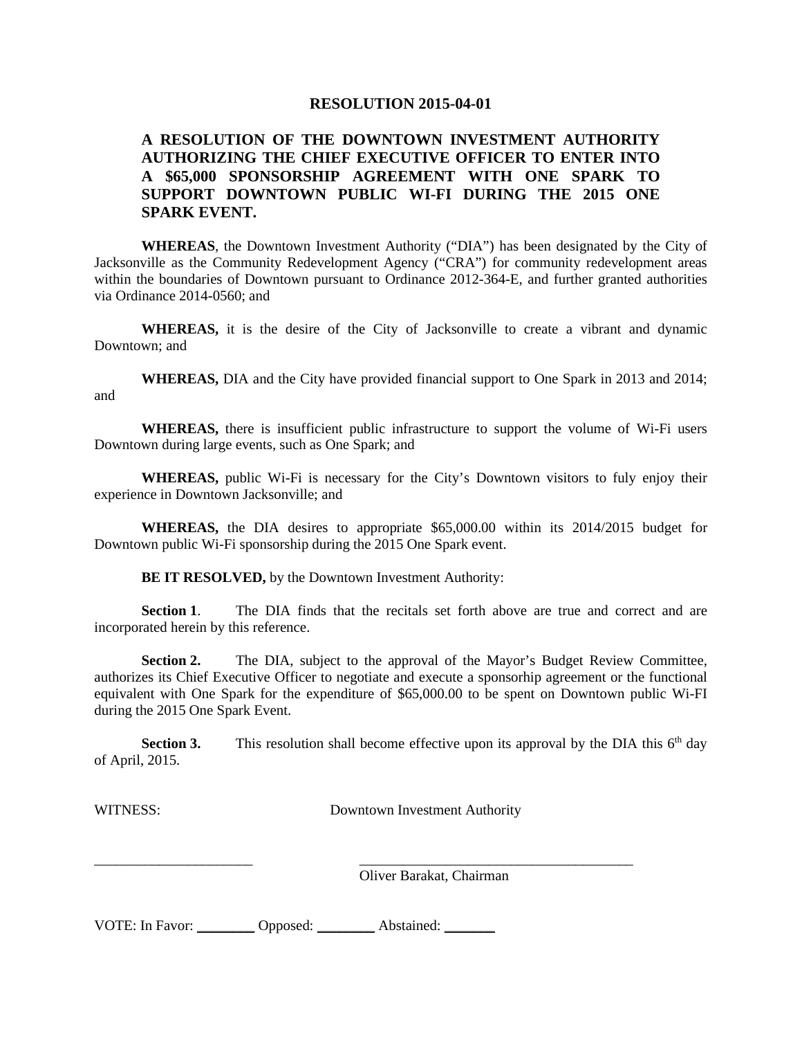# RESOLUTION 2015-04-01

**A RESOLUTION OF THE DOWNTOWN INVESTMENT AUTHORITY AUTHORIZING THE CHIEF EXECUTIVE OFFICER TO ENTER INTO A $65,000 SPONSORSHIP AGREEMENT WITH ONE SPARK TO SUPPORT DOWNTOWN PUBLIC WI-FI DURING THE 2015 ONE SPARK EVENT.**

**WHEREAS**, the Downtown Investment Authority ("DIA") has been designated by the City of Jacksonville as the Community Redevelopment Agency ("CRA") for community redevelopment areas within the boundaries of Downtown pursuant to Ordinance 2012-364-E, and further granted authorities via Ordinance 2014-0560; and

**WHEREAS,** it is the desire of the City of Jacksonville to create a vibrant and dynamic Downtown; and

**WHEREAS,** DIA and the City have provided financial support to One Spark in 2013 and 2014; and

**WHEREAS,** there is insufficient public infrastructure to support the volume of Wi-Fi users Downtown during large events, such as One Spark; and

**WHEREAS,** public Wi-Fi is necessary for the City's Downtown visitors to fuly enjoy their experience in Downtown Jacksonville; and

**WHEREAS,** the DIA desires to appropriate $65,000.00 within its 2014/2015 budget for Downtown public Wi-Fi sponsorship during the 2015 One Spark event.

**BE IT RESOLVED,** by the Downtown Investment Authority:

**Section 1**. The DIA finds that the recitals set forth above are true and correct and are incorporated herein by this reference.

**Section 2.** The DIA, subject to the approval of the Mayor's Budget Review Committee, authorizes its Chief Executive Officer to negotiate and execute a sponsorhip agreement or the functional equivalent with One Spark for the expenditure of $65,000.00 to be spent on Downtown public Wi-FI during the 2015 One Spark Event.

**Section 3.** This resolution shall become effective upon its approval by the DIA this 6th day of April, 2015.

WITNESS: Downtown Investment Authority

_______________________ _______________________________________

Oliver Barakat, Chairman

VOTE: In Favor: ________ Opposed: ________ Abstained: _______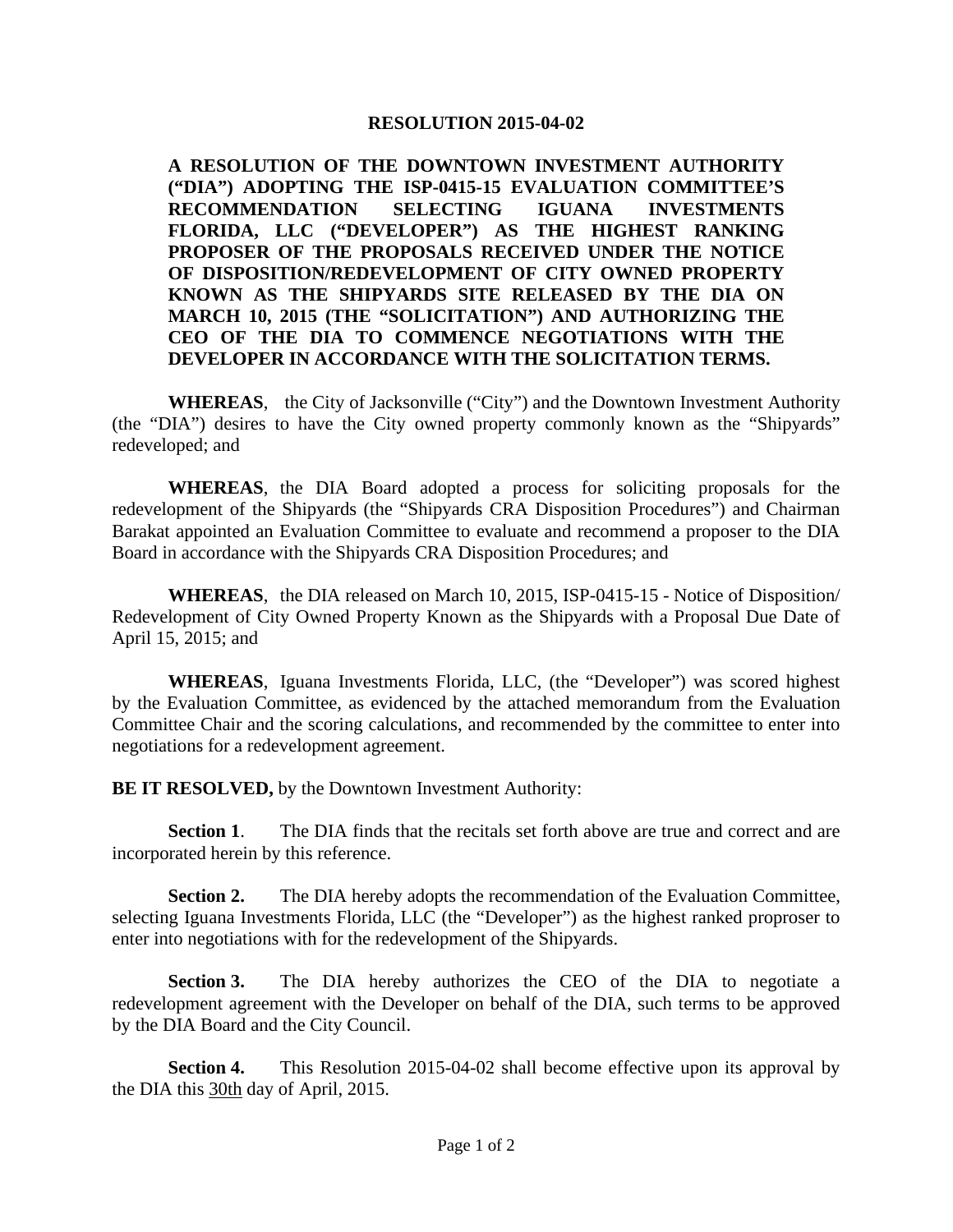**RESOLUTION 2015-04-02**

**A RESOLUTION OF THE DOWNTOWN INVESTMENT AUTHORITY ("DIA") ADOPTING THE ISP-0415-15 EVALUATION COMMITTEE'S RECOMMENDATION SELECTING IGUANA INVESTMENTS FLORIDA, LLC ("DEVELOPER") AS THE HIGHEST RANKING PROPOSER OF THE PROPOSALS RECEIVED UNDER THE NOTICE OF DISPOSITION/REDEVELOPMENT OF CITY OWNED PROPERTY KNOWN AS THE SHIPYARDS SITE RELEASED BY THE DIA ON MARCH 10, 2015 (THE "SOLICITATION") AND AUTHORIZING THE CEO OF THE DIA TO COMMENCE NEGOTIATIONS WITH THE DEVELOPER IN ACCORDANCE WITH THE SOLICITATION TERMS.**

**WHEREAS**, the City of Jacksonville ("City") and the Downtown Investment Authority (the "DIA") desires to have the City owned property commonly known as the "Shipyards" redeveloped; and

**WHEREAS**, the DIA Board adopted a process for soliciting proposals for the redevelopment of the Shipyards (the "Shipyards CRA Disposition Procedures") and Chairman Barakat appointed an Evaluation Committee to evaluate and recommend a proposer to the DIA Board in accordance with the Shipyards CRA Disposition Procedures; and

**WHEREAS**, the DIA released on March 10, 2015, ISP-0415-15 - Notice of Disposition/ Redevelopment of City Owned Property Known as the Shipyards with a Proposal Due Date of April 15, 2015; and

**WHEREAS**, Iguana Investments Florida, LLC, (the "Developer") was scored highest by the Evaluation Committee, as evidenced by the attached memorandum from the Evaluation Committee Chair and the scoring calculations, and recommended by the committee to enter into negotiations for a redevelopment agreement.

**BE IT RESOLVED,** by the Downtown Investment Authority:

**Section 1**. The DIA finds that the recitals set forth above are true and correct and are incorporated herein by this reference.

**Section 2.** The DIA hereby adopts the recommendation of the Evaluation Committee, selecting Iguana Investments Florida, LLC (the "Developer") as the highest ranked proproser to enter into negotiations with for the redevelopment of the Shipyards.

**Section 3.** The DIA hereby authorizes the CEO of the DIA to negotiate a redevelopment agreement with the Developer on behalf of the DIA, such terms to be approved by the DIA Board and the City Council.

**Section 4.** This Resolution 2015-04-02 shall become effective upon its approval by the DIA this 30th day of April, 2015.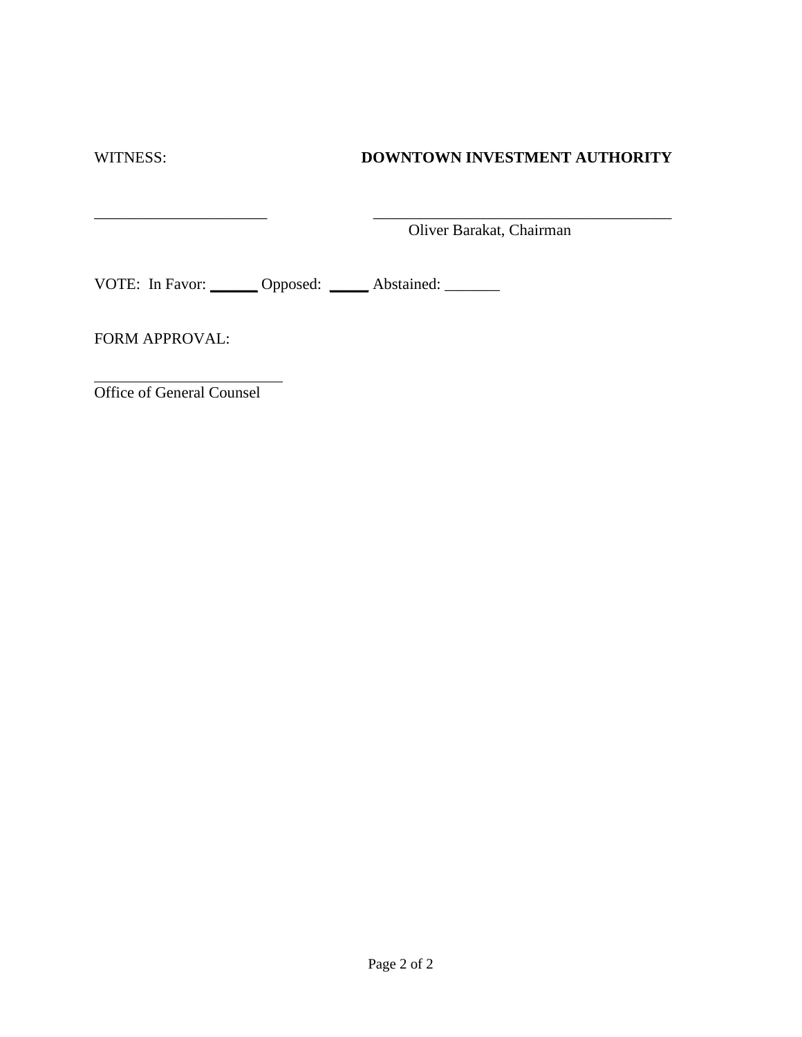WITNESS: **DOWNTOWN INVESTMENT AUTHORITY**

______________________ ______________________________________

Oliver Barakat, Chairman

VOTE: In Favor: ______ Opposed: _____ Abstained: _______

FORM APPROVAL:

________________________

Office of General Counsel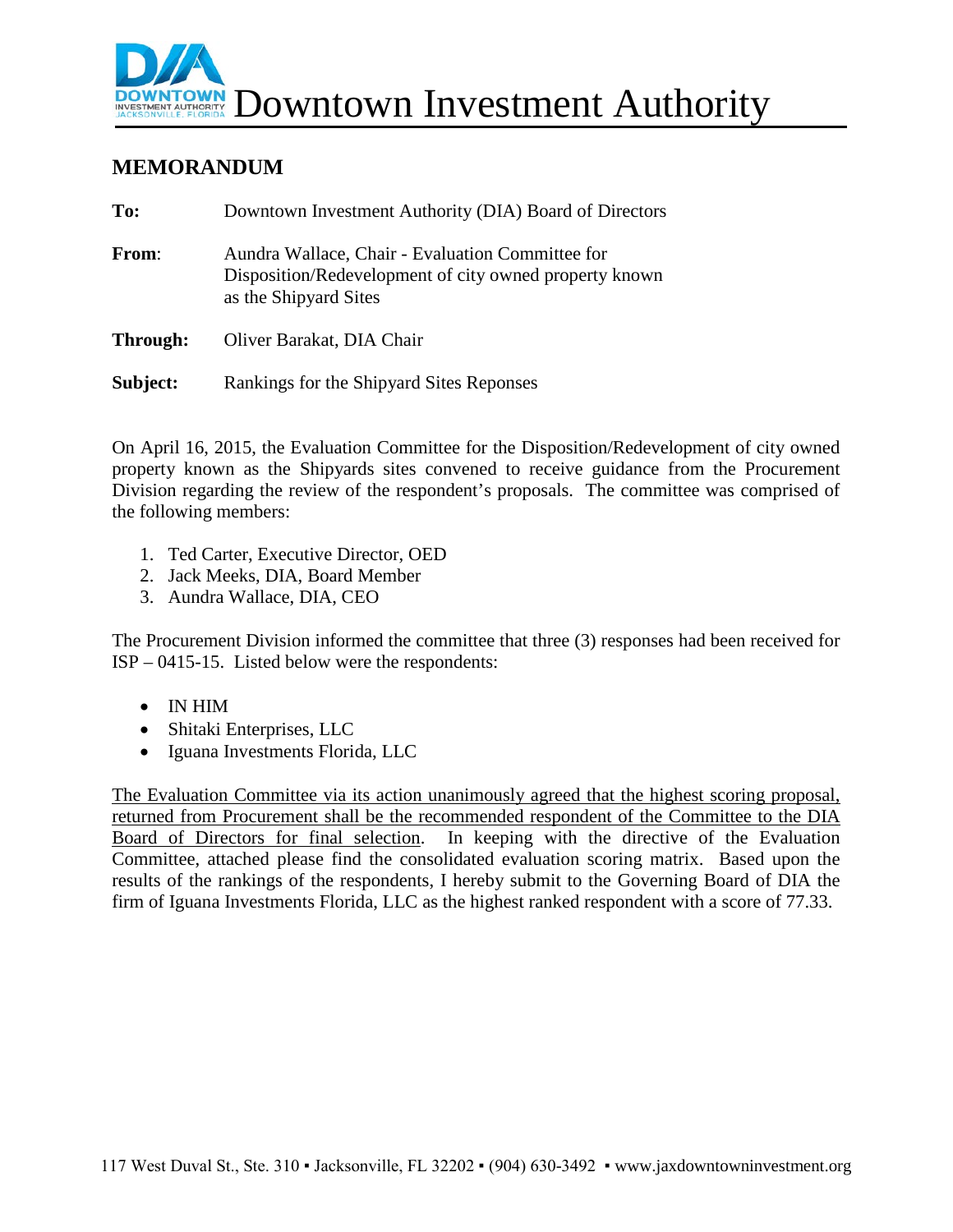# Downtown Investment Authority

## MEMORANDUM

**To:** Downtown Investment Authority (DIA) Board of Directors

**From:** Aundra Wallace, Chair - Evaluation Committee for Disposition/Redevelopment of city owned property known as the Shipyard Sites

**Through:** Oliver Barakat, DIA Chair

**Subject:** Rankings for the Shipyard Sites Reponses

On April 16, 2015, the Evaluation Committee for the Disposition/Redevelopment of city owned property known as the Shipyards sites convened to receive guidance from the Procurement Division regarding the review of the respondent's proposals. The committee was comprised of the following members:

1. Ted Carter, Executive Director, OED
2. Jack Meeks, DIA, Board Member
3. Aundra Wallace, DIA, CEO

The Procurement Division informed the committee that three (3) responses had been received for ISP – 0415-15. Listed below were the respondents:

- IN HIM
- Shitaki Enterprises, LLC
- Iguana Investments Florida, LLC

<u>The Evaluation Committee via its action unanimously agreed that the highest scoring proposal, returned from Procurement shall be the recommended respondent of the Committee to the DIA Board of Directors for final selection</u>. In keeping with the directive of the Evaluation Committee, attached please find the consolidated evaluation scoring matrix. Based upon the results of the rankings of the respondents, I hereby submit to the Governing Board of DIA the firm of Iguana Investments Florida, LLC as the highest ranked respondent with a score of 77.33.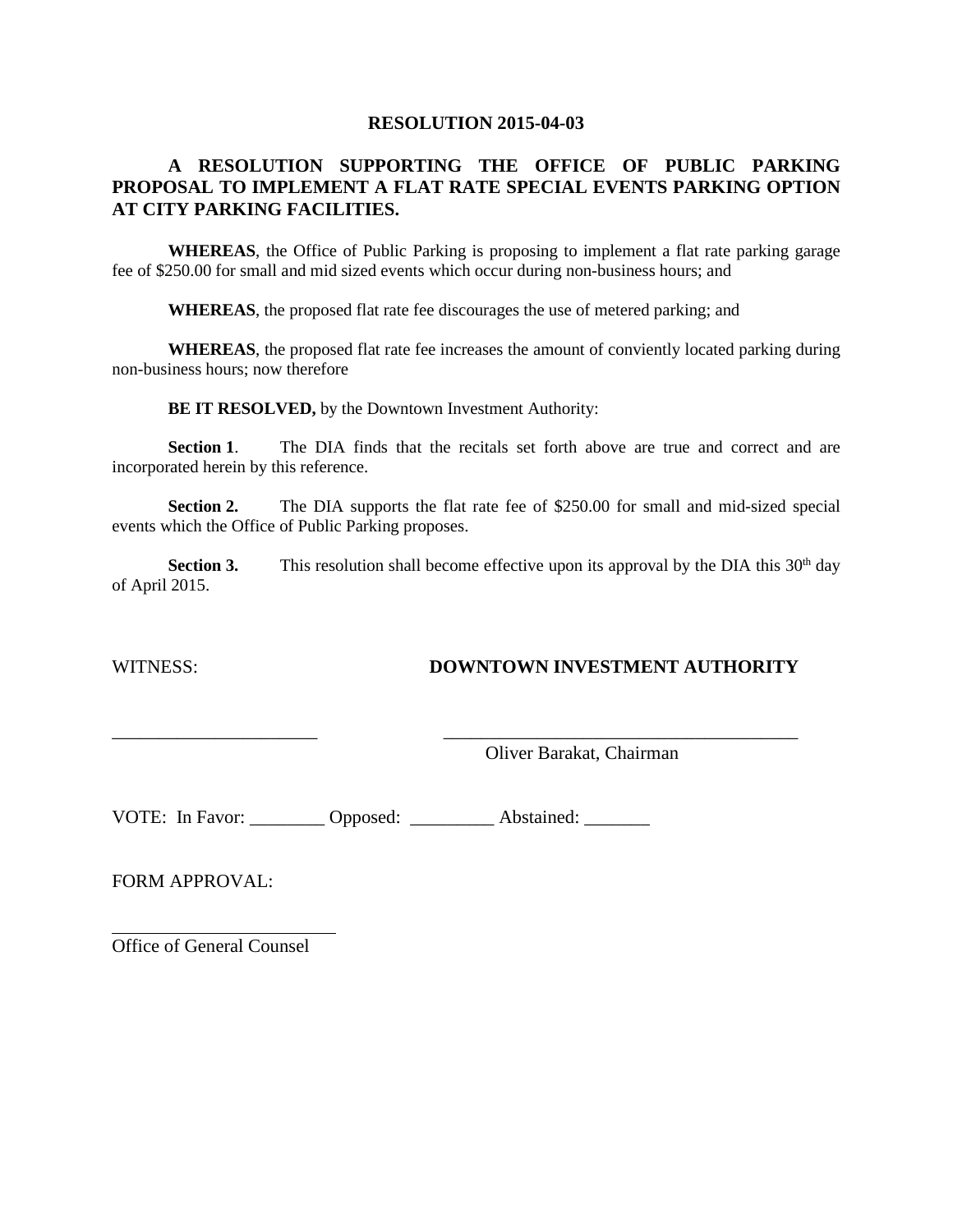**RESOLUTION 2015-04-03**

**A RESOLUTION SUPPORTING THE OFFICE OF PUBLIC PARKING PROPOSAL TO IMPLEMENT A FLAT RATE SPECIAL EVENTS PARKING OPTION AT CITY PARKING FACILITIES.**

**WHEREAS**, the Office of Public Parking is proposing to implement a flat rate parking garage fee of $250.00 for small and mid sized events which occur during non-business hours; and

**WHEREAS**, the proposed flat rate fee discourages the use of metered parking; and

**WHEREAS**, the proposed flat rate fee increases the amount of conviently located parking during non-business hours; now therefore

**BE IT RESOLVED,** by the Downtown Investment Authority:

**Section 1**. The DIA finds that the recitals set forth above are true and correct and are incorporated herein by this reference.

**Section 2.** The DIA supports the flat rate fee of $250.00 for small and mid-sized special events which the Office of Public Parking proposes.

**Section 3.** This resolution shall become effective upon its approval by the DIA this 30th day of April 2015.

WITNESS: **DOWNTOWN INVESTMENT AUTHORITY**

______________________ ________________________________________
Oliver Barakat, Chairman

VOTE: In Favor: ________ Opposed: _________ Abstained: _______

FORM APPROVAL:

________________________
Office of General Counsel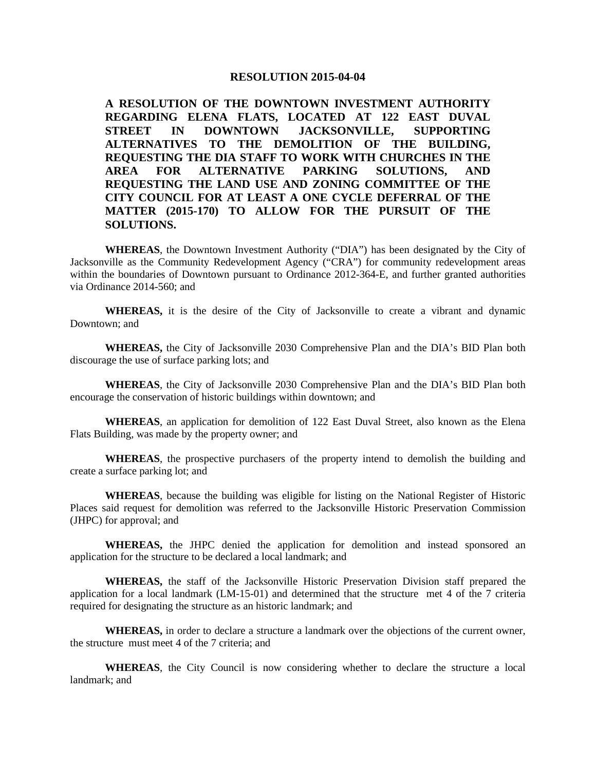**RESOLUTION 2015-04-04**

**A RESOLUTION OF THE DOWNTOWN INVESTMENT AUTHORITY REGARDING ELENA FLATS, LOCATED AT 122 EAST DUVAL STREET IN DOWNTOWN JACKSONVILLE, SUPPORTING ALTERNATIVES TO THE DEMOLITION OF THE BUILDING, REQUESTING THE DIA STAFF TO WORK WITH CHURCHES IN THE AREA FOR ALTERNATIVE PARKING SOLUTIONS, AND REQUESTING THE LAND USE AND ZONING COMMITTEE OF THE CITY COUNCIL FOR AT LEAST A ONE CYCLE DEFERRAL OF THE MATTER (2015-170) TO ALLOW FOR THE PURSUIT OF THE SOLUTIONS.**

**WHEREAS**, the Downtown Investment Authority ("DIA") has been designated by the City of Jacksonville as the Community Redevelopment Agency ("CRA") for community redevelopment areas within the boundaries of Downtown pursuant to Ordinance 2012-364-E, and further granted authorities via Ordinance 2014-560; and

**WHEREAS,** it is the desire of the City of Jacksonville to create a vibrant and dynamic Downtown; and

**WHEREAS,** the City of Jacksonville 2030 Comprehensive Plan and the DIA's BID Plan both discourage the use of surface parking lots; and

**WHEREAS**, the City of Jacksonville 2030 Comprehensive Plan and the DIA's BID Plan both encourage the conservation of historic buildings within downtown; and

**WHEREAS**, an application for demolition of 122 East Duval Street, also known as the Elena Flats Building, was made by the property owner; and

**WHEREAS**, the prospective purchasers of the property intend to demolish the building and create a surface parking lot; and

**WHEREAS**, because the building was eligible for listing on the National Register of Historic Places said request for demolition was referred to the Jacksonville Historic Preservation Commission (JHPC) for approval; and

**WHEREAS,** the JHPC denied the application for demolition and instead sponsored an application for the structure to be declared a local landmark; and

**WHEREAS,** the staff of the Jacksonville Historic Preservation Division staff prepared the application for a local landmark (LM-15-01) and determined that the structure met 4 of the 7 criteria required for designating the structure as an historic landmark; and

**WHEREAS,** in order to declare a structure a landmark over the objections of the current owner, the structure must meet 4 of the 7 criteria; and

**WHEREAS**, the City Council is now considering whether to declare the structure a local landmark; and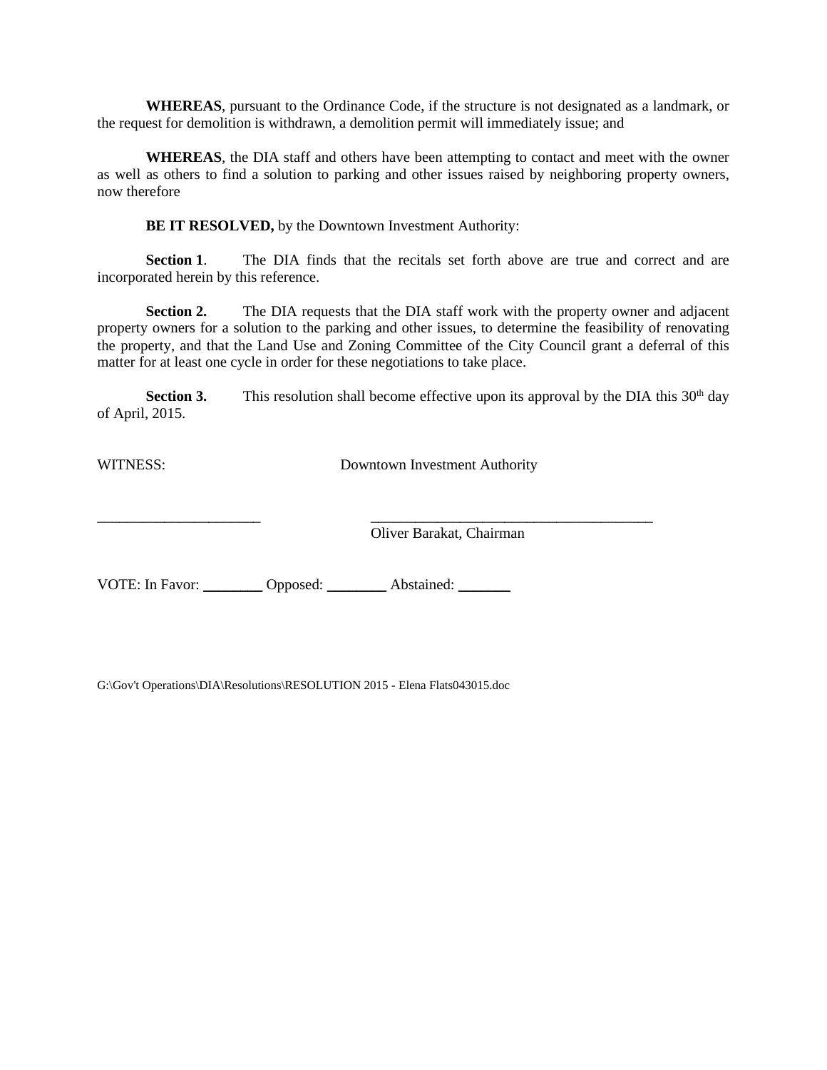**WHEREAS**, pursuant to the Ordinance Code, if the structure is not designated as a landmark, or the request for demolition is withdrawn, a demolition permit will immediately issue; and

**WHEREAS**, the DIA staff and others have been attempting to contact and meet with the owner as well as others to find a solution to parking and other issues raised by neighboring property owners, now therefore

**BE IT RESOLVED,** by the Downtown Investment Authority:

**Section 1**. The DIA finds that the recitals set forth above are true and correct and are incorporated herein by this reference.

**Section 2.** The DIA requests that the DIA staff work with the property owner and adjacent property owners for a solution to the parking and other issues, to determine the feasibility of renovating the property, and that the Land Use and Zoning Committee of the City Council grant a deferral of this matter for at least one cycle in order for these negotiations to take place.

**Section 3.** This resolution shall become effective upon its approval by the DIA this 30th day of April, 2015.

WITNESS: Downtown Investment Authority

______________________ ______________________________________
Oliver Barakat, Chairman

VOTE: In Favor: ________ Opposed: ________ Abstained: _______

G:\Gov't Operations\DIA\Resolutions\RESOLUTION 2015 - Elena Flats043015.doc